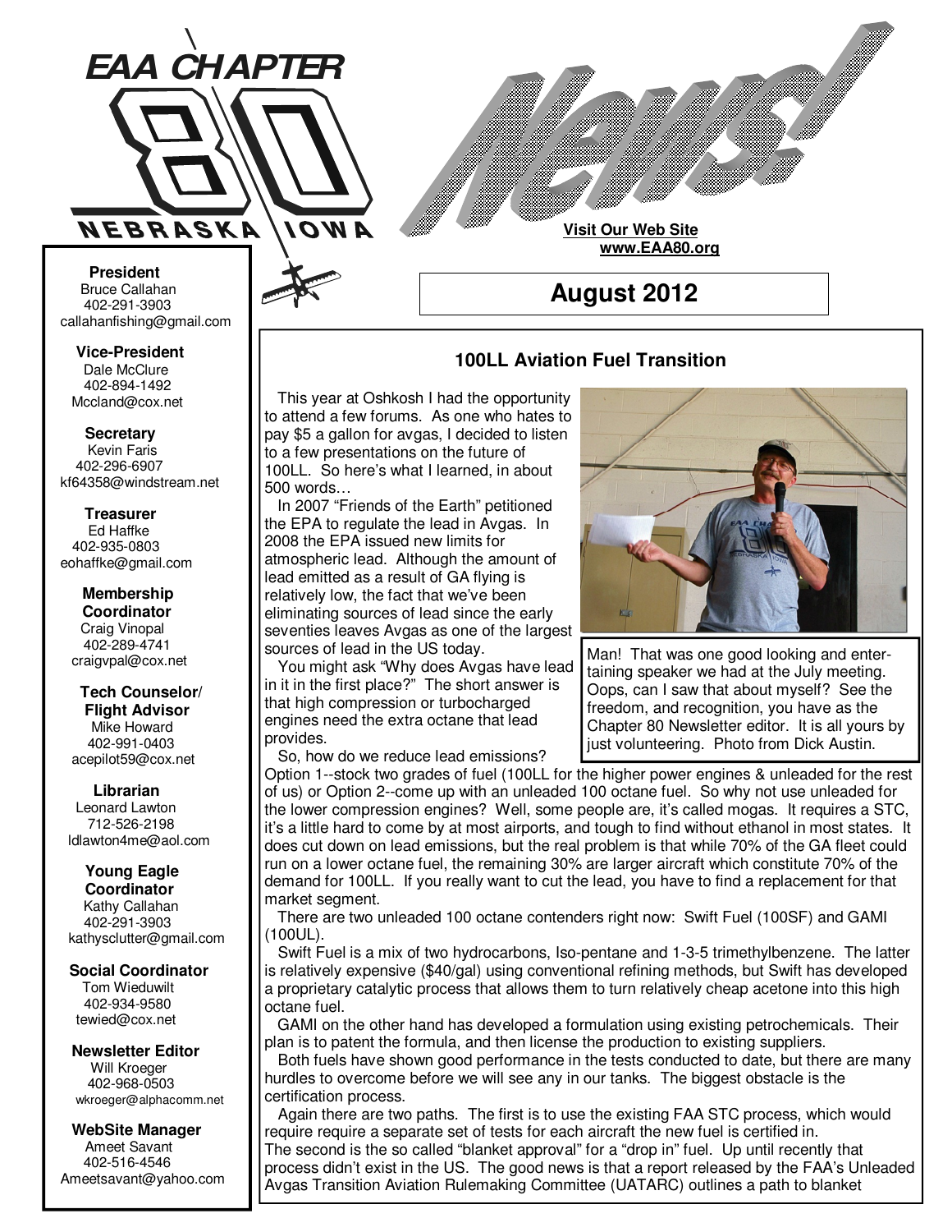# EAA CHAPTER 80

NEBRASKA IOWA

# News!

**Visit Our Web Site**
**www.EAA80.org**

## August 2012

**President**
Bruce Callahan
402-291-3903
callahanfishing@gmail.com

**Vice-President**
Dale McClure
402-894-1492
Mccland@cox.net

**Secretary**
Kevin Faris
402-296-6907
kf64358@windstream.net

**Treasurer**
Ed Haffke
402-935-0803
eohaffke@gmail.com

**Membership Coordinator**
Craig Vinopal
402-289-4741
craigvpal@cox.net

**Tech Counselor/ Flight Advisor**
Mike Howard
402-991-0403
acepilot59@cox.net

**Librarian**
Leonard Lawton
712-526-2198
ldlawton4me@aol.com

**Young Eagle Coordinator**
Kathy Callahan
402-291-3903
kathysclutter@gmail.com

**Social Coordinator**
Tom Wieduwilt
402-934-9580
tewied@cox.net

**Newsletter Editor**
Will Kroeger
402-968-0503
wkroeger@alphacomm.net

**WebSite Manager**
Ameet Savant
402-516-4546
Ameetsavant@yahoo.com

### 100LL Aviation Fuel Transition

This year at Oshkosh I had the opportunity to attend a few forums. As one who hates to pay $5 a gallon for avgas, I decided to listen to a few presentations on the future of 100LL. So here's what I learned, in about 500 words…

In 2007 "Friends of the Earth" petitioned the EPA to regulate the lead in Avgas. In 2008 the EPA issued new limits for atmospheric lead. Although the amount of lead emitted as a result of GA flying is relatively low, the fact that we've been eliminating sources of lead since the early seventies leaves Avgas as one of the largest sources of lead in the US today.

You might ask "Why does Avgas have lead in it in the first place?" The short answer is that high compression or turbocharged engines need the extra octane that lead provides.

So, how do we reduce lead emissions? Option 1--stock two grades of fuel (100LL for the higher power engines & unleaded for the rest of us) or Option 2--come up with an unleaded 100 octane fuel. So why not use unleaded for the lower compression engines? Well, some people are, it's called mogas. It requires a STC, it's a little hard to come by at most airports, and tough to find without ethanol in most states. It does cut down on lead emissions, but the real problem is that while 70% of the GA fleet could run on a lower octane fuel, the remaining 30% are larger aircraft which constitute 70% of the demand for 100LL. If you really want to cut the lead, you have to find a replacement for that market segment.

Man! That was one good looking and entertaining speaker we had at the July meeting. Oops, can I saw that about myself? See the freedom, and recognition, you have as the Chapter 80 Newsletter editor. It is all yours by just volunteering. Photo from Dick Austin.

There are two unleaded 100 octane contenders right now: Swift Fuel (100SF) and GAMI (100UL).

Swift Fuel is a mix of two hydrocarbons, Iso-pentane and 1-3-5 trimethylbenzene. The latter is relatively expensive ($40/gal) using conventional refining methods, but Swift has developed a proprietary catalytic process that allows them to turn relatively cheap acetone into this high octane fuel.

GAMI on the other hand has developed a formulation using existing petrochemicals. Their plan is to patent the formula, and then license the production to existing suppliers.

Both fuels have shown good performance in the tests conducted to date, but there are many hurdles to overcome before we will see any in our tanks. The biggest obstacle is the certification process.

Again there are two paths. The first is to use the existing FAA STC process, which would require a separate set of tests for each aircraft the new fuel is certified in.
The second is the so called "blanket approval" for a "drop in" fuel. Up until recently that process didn't exist in the US. The good news is that a report released by the FAA's Unleaded Avgas Transition Aviation Rulemaking Committee (UATARC) outlines a path to blanket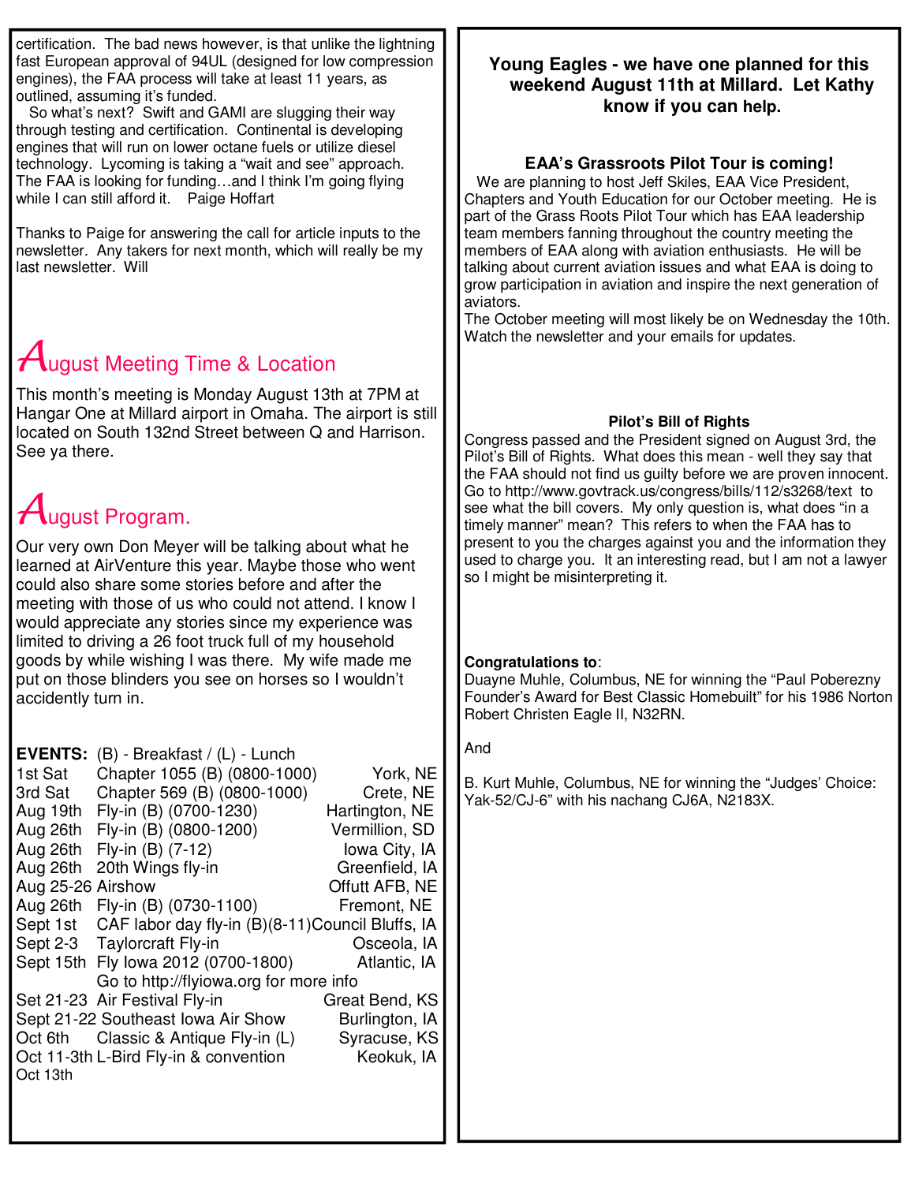certification. The bad news however, is that unlike the lightning fast European approval of 94UL (designed for low compression engines), the FAA process will take at least 11 years, as outlined, assuming it's funded.

So what's next? Swift and GAMI are slugging their way through testing and certification. Continental is developing engines that will run on lower octane fuels or utilize diesel technology. Lycoming is taking a "wait and see" approach. The FAA is looking for funding…and I think I'm going flying while I can still afford it. Paige Hoffart

Thanks to Paige for answering the call for article inputs to the newsletter. Any takers for next month, which will really be my last newsletter. Will

## August Meeting Time & Location

This month's meeting is Monday August 13th at 7PM at Hangar One at Millard airport in Omaha. The airport is still located on South 132nd Street between Q and Harrison. See ya there.

## August Program.

Our very own Don Meyer will be talking about what he learned at AirVenture this year. Maybe those who went could also share some stories before and after the meeting with those of us who could not attend. I know I would appreciate any stories since my experience was limited to driving a 26 foot truck full of my household goods by while wishing I was there. My wife made me put on those blinders you see on horses so I wouldn't accidently turn in.

**EVENTS:** (B) - Breakfast / (L) - Lunch

| Date | Event | Location |
|---|---|---|
| 1st Sat | Chapter 1055 (B) (0800-1000) | York, NE |
| 3rd Sat | Chapter 569 (B) (0800-1000) | Crete, NE |
| Aug 19th | Fly-in (B) (0700-1230) | Hartington, NE |
| Aug 26th | Fly-in (B) (0800-1200) | Vermillion, SD |
| Aug 26th | Fly-in (B) (7-12) | Iowa City, IA |
| Aug 26th | 20th Wings fly-in | Greenfield, IA |
| Aug 25-26 | Airshow | Offutt AFB, NE |
| Aug 26th | Fly-in (B) (0730-1100) | Fremont, NE |
| Sept 1st | CAF labor day fly-in (B)(8-11) | Council Bluffs, IA |
| Sept 2-3 | Taylorcraft Fly-in | Osceola, IA |
| Sept 15th | Fly Iowa 2012 (0700-1800) Go to http://flyiowa.org for more info | Atlantic, IA |
| Set 21-23 | Air Festival Fly-in | Great Bend, KS |
| Sept 21-22 | Southeast Iowa Air Show | Burlington, IA |
| Oct 6th | Classic & Antique Fly-in (L) | Syracuse, KS |
| Oct 11-3th Oct 13th | L-Bird Fly-in & convention | Keokuk, IA |

### Young Eagles - we have one planned for this weekend August 11th at Millard. Let Kathy know if you can help.

### EAA's Grassroots Pilot Tour is coming!

We are planning to host Jeff Skiles, EAA Vice President, Chapters and Youth Education for our October meeting. He is part of the Grass Roots Pilot Tour which has EAA leadership team members fanning throughout the country meeting the members of EAA along with aviation enthusiasts. He will be talking about current aviation issues and what EAA is doing to grow participation in aviation and inspire the next generation of aviators.

The October meeting will most likely be on Wednesday the 10th. Watch the newsletter and your emails for updates.

### Pilot's Bill of Rights

Congress passed and the President signed on August 3rd, the Pilot's Bill of Rights. What does this mean - well they say that the FAA should not find us guilty before we are proven innocent. Go to http://www.govtrack.us/congress/bills/112/s3268/text to see what the bill covers. My only question is, what does "in a timely manner" mean? This refers to when the FAA has to present to you the charges against you and the information they used to charge you. It an interesting read, but I am not a lawyer so I might be misinterpreting it.

**Congratulations to**:

Duayne Muhle, Columbus, NE for winning the "Paul Poberezny Founder's Award for Best Classic Homebuilt" for his 1986 Norton Robert Christen Eagle II, N32RN.

And

B. Kurt Muhle, Columbus, NE for winning the "Judges' Choice: Yak-52/CJ-6" with his nachang CJ6A, N2183X.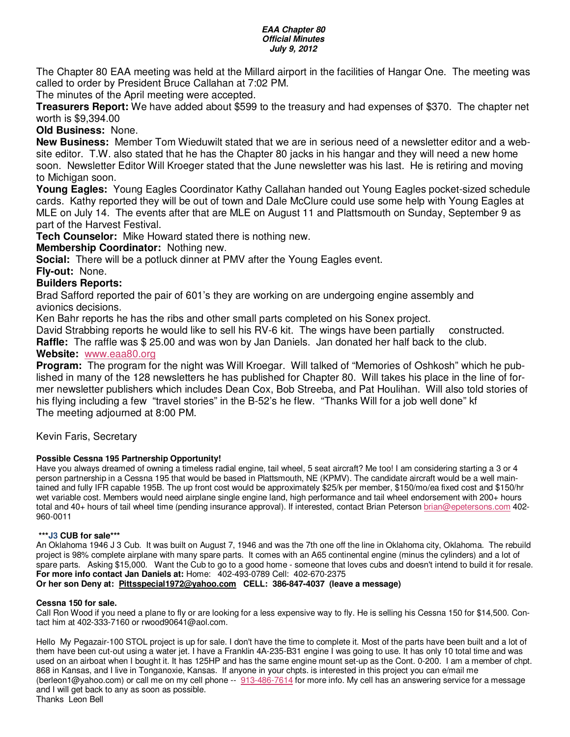***EAA Chapter 80***
***Official Minutes***
***July 9, 2012***

The Chapter 80 EAA meeting was held at the Millard airport in the facilities of Hangar One. The meeting was called to order by President Bruce Callahan at 7:02 PM.

The minutes of the April meeting were accepted.

**Treasurers Report:** We have added about $599 to the treasury and had expenses of $370. The chapter net worth is $9,394.00

**Old Business:** None.

**New Business:** Member Tom Wieduwilt stated that we are in serious need of a newsletter editor and a website editor. T.W. also stated that he has the Chapter 80 jacks in his hangar and they will need a new home soon. Newsletter Editor Will Kroeger stated that the June newsletter was his last. He is retiring and moving to Michigan soon.

**Young Eagles:** Young Eagles Coordinator Kathy Callahan handed out Young Eagles pocket-sized schedule cards. Kathy reported they will be out of town and Dale McClure could use some help with Young Eagles at MLE on July 14. The events after that are MLE on August 11 and Plattsmouth on Sunday, September 9 as part of the Harvest Festival.

**Tech Counselor:** Mike Howard stated there is nothing new.

**Membership Coordinator:** Nothing new.

**Social:** There will be a potluck dinner at PMV after the Young Eagles event.

**Fly-out:** None.

**Builders Reports:**

Brad Safford reported the pair of 601's they are working on are undergoing engine assembly and avionics decisions.

Ken Bahr reports he has the ribs and other small parts completed on his Sonex project.

David Strabbing reports he would like to sell his RV-6 kit. The wings have been partially constructed.

**Raffle:** The raffle was $ 25.00 and was won by Jan Daniels. Jan donated her half back to the club.

**Website:** www.eaa80.org

**Program:** The program for the night was Will Kroegar. Will talked of "Memories of Oshkosh" which he published in many of the 128 newsletters he has published for Chapter 80. Will takes his place in the line of former newsletter publishers which includes Dean Cox, Bob Streeba, and Pat Houlihan. Will also told stories of his flying including a few "travel stories" in the B-52's he flew. "Thanks Will for a job well done" kf

The meeting adjourned at 8:00 PM.

Kevin Faris, Secretary

**Possible Cessna 195 Partnership Opportunity!**

Have you always dreamed of owning a timeless radial engine, tail wheel, 5 seat aircraft? Me too! I am considering starting a 3 or 4 person partnership in a Cessna 195 that would be based in Plattsmouth, NE (KPMV). The candidate aircraft would be a well maintained and fully IFR capable 195B. The up front cost would be approximately $25/k per member, $150/mo/ea fixed cost and $150/hr wet variable cost. Members would need airplane single engine land, high performance and tail wheel endorsement with 200+ hours total and 40+ hours of tail wheel time (pending insurance approval). If interested, contact Brian Peterson brian@epetersons.com 402-960-0011

**\*\*\*J3 CUB for sale\*\*\***

An Oklahoma 1946 J 3 Cub. It was built on August 7, 1946 and was the 7th one off the line in Oklahoma city, Oklahoma. The rebuild project is 98% complete airplane with many spare parts. It comes with an A65 continental engine (minus the cylinders) and a lot of spare parts. Asking $15,000. Want the Cub to go to a good home - someone that loves cubs and doesn't intend to build it for resale.
**For more info contact Jan Daniels at:** Home: 402-493-0789 Cell: 402-670-2375
**Or her son Deny at: Pittsspecial1972@yahoo.com CELL: 386-847-4037 (leave a message)**

**Cessna 150 for sale.**

Call Ron Wood if you need a plane to fly or are looking for a less expensive way to fly. He is selling his Cessna 150 for $14,500. Contact him at 402-333-7160 or rwood90641@aol.com.

Hello My Pegazair-100 STOL project is up for sale. I don't have the time to complete it. Most of the parts have been built and a lot of them have been cut-out using a water jet. I have a Franklin 4A-235-B31 engine I was going to use. It has only 10 total time and was used on an airboat when I bought it. It has 125HP and has the same engine mount set-up as the Cont. 0-200. I am a member of chpt. 868 in Kansas, and I live in Tonganoxie, Kansas. If anyone in your chpts. is interested in this project you can e/mail me (berleon1@yahoo.com) or call me on my cell phone -- 913-486-7614 for more info. My cell has an answering service for a message and I will get back to any as soon as possible.

Thanks Leon Bell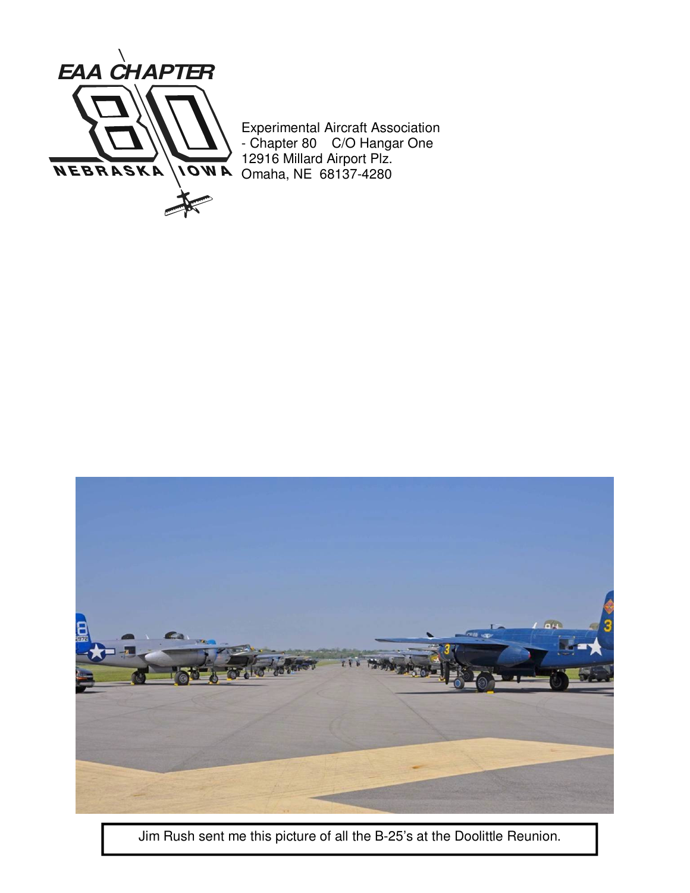Experimental Aircraft Association
- Chapter 80    C/O Hangar One
12916 Millard Airport Plz.
Omaha, NE  68137-4280

Jim Rush sent me this picture of all the B-25's at the Doolittle Reunion.